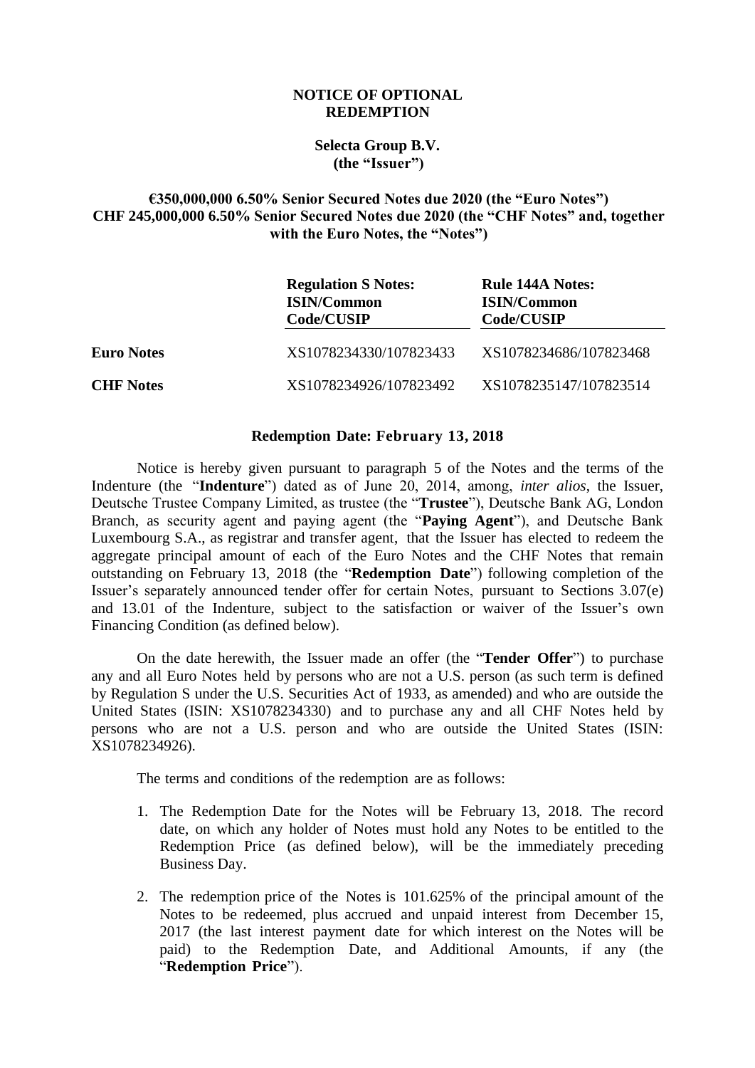# NOTICE OF OPTIONAL REDEMPTION

## Selecta Group B.V.
## (the "Issuer")

### €350,000,000 6.50% Senior Secured Notes due 2020 (the "Euro Notes")
### CHF 245,000,000 6.50% Senior Secured Notes due 2020 (the "CHF Notes" and, together with the Euro Notes, the "Notes")

| | Regulation S Notes: ISIN/Common Code/CUSIP | Rule 144A Notes: ISIN/Common Code/CUSIP |
|---|---|---|
| **Euro Notes** | XS1078234330/107823433 | XS1078234686/107823468 |
| **CHF Notes** | XS1078234926/107823492 | XS1078235147/107823514 |

**Redemption Date: February 13, 2018**

Notice is hereby given pursuant to paragraph 5 of the Notes and the terms of the Indenture (the "**Indenture**") dated as of June 20, 2014, among, *inter alios*, the Issuer, Deutsche Trustee Company Limited, as trustee (the "**Trustee**"), Deutsche Bank AG, London Branch, as security agent and paying agent (the "**Paying Agent**"), and Deutsche Bank Luxembourg S.A., as registrar and transfer agent, that the Issuer has elected to redeem the aggregate principal amount of each of the Euro Notes and the CHF Notes that remain outstanding on February 13, 2018 (the "**Redemption Date**") following completion of the Issuer's separately announced tender offer for certain Notes, pursuant to Sections 3.07(e) and 13.01 of the Indenture, subject to the satisfaction or waiver of the Issuer's own Financing Condition (as defined below).

On the date herewith, the Issuer made an offer (the "**Tender Offer**") to purchase any and all Euro Notes held by persons who are not a U.S. person (as such term is defined by Regulation S under the U.S. Securities Act of 1933, as amended) and who are outside the United States (ISIN: XS1078234330) and to purchase any and all CHF Notes held by persons who are not a U.S. person and who are outside the United States (ISIN: XS1078234926).

The terms and conditions of the redemption are as follows:

1. The Redemption Date for the Notes will be February 13, 2018. The record date, on which any holder of Notes must hold any Notes to be entitled to the Redemption Price (as defined below), will be the immediately preceding Business Day.
2. The redemption price of the Notes is 101.625% of the principal amount of the Notes to be redeemed, plus accrued and unpaid interest from December 15, 2017 (the last interest payment date for which interest on the Notes will be paid) to the Redemption Date, and Additional Amounts, if any (the "**Redemption Price**").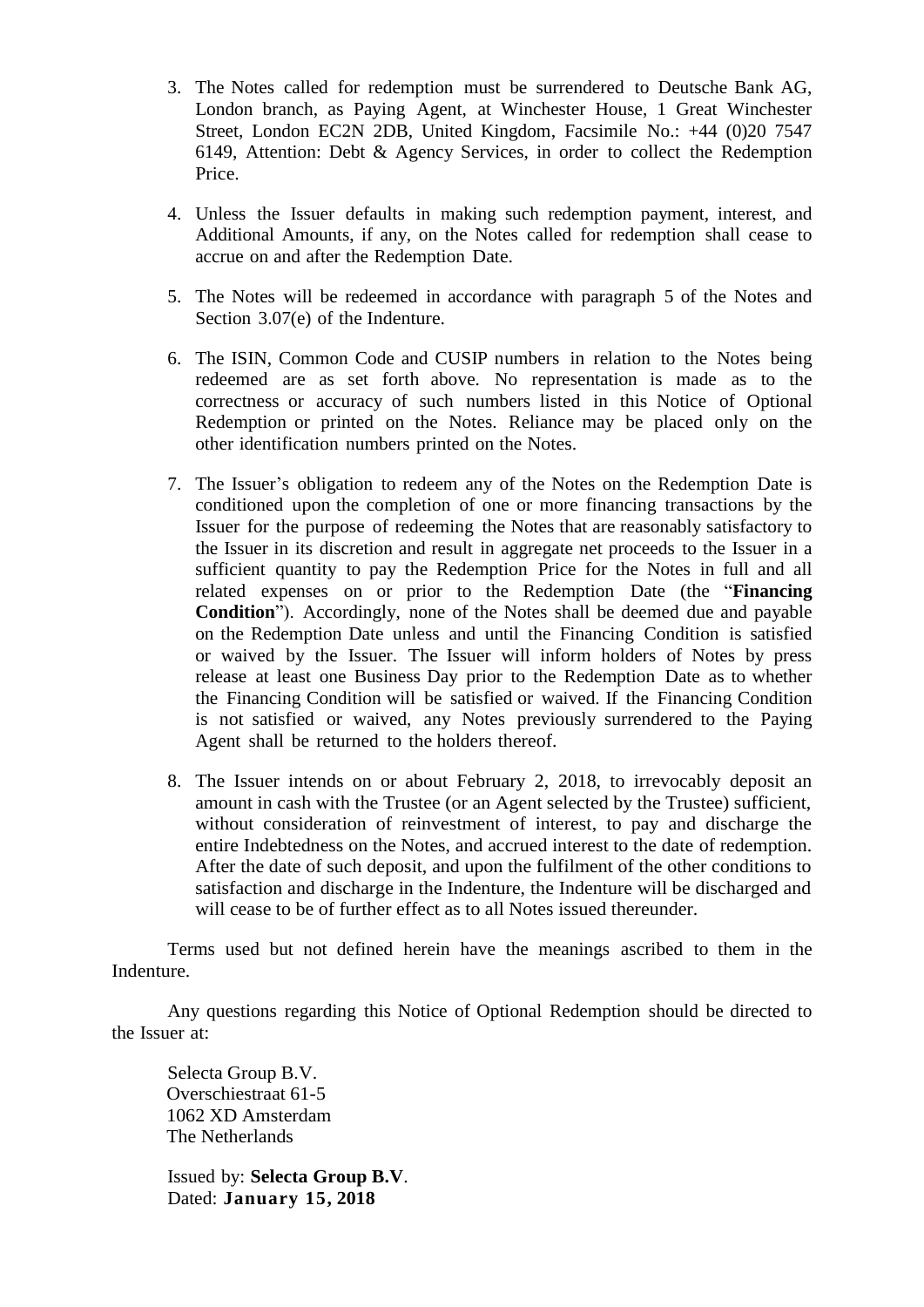3. The Notes called for redemption must be surrendered to Deutsche Bank AG, London branch, as Paying Agent, at Winchester House, 1 Great Winchester Street, London EC2N 2DB, United Kingdom, Facsimile No.: +44 (0)20 7547 6149, Attention: Debt & Agency Services, in order to collect the Redemption Price.

4. Unless the Issuer defaults in making such redemption payment, interest, and Additional Amounts, if any, on the Notes called for redemption shall cease to accrue on and after the Redemption Date.

5. The Notes will be redeemed in accordance with paragraph 5 of the Notes and Section 3.07(e) of the Indenture.

6. The ISIN, Common Code and CUSIP numbers in relation to the Notes being redeemed are as set forth above. No representation is made as to the correctness or accuracy of such numbers listed in this Notice of Optional Redemption or printed on the Notes. Reliance may be placed only on the other identification numbers printed on the Notes.

7. The Issuer's obligation to redeem any of the Notes on the Redemption Date is conditioned upon the completion of one or more financing transactions by the Issuer for the purpose of redeeming the Notes that are reasonably satisfactory to the Issuer in its discretion and result in aggregate net proceeds to the Issuer in a sufficient quantity to pay the Redemption Price for the Notes in full and all related expenses on or prior to the Redemption Date (the "**Financing Condition**"). Accordingly, none of the Notes shall be deemed due and payable on the Redemption Date unless and until the Financing Condition is satisfied or waived by the Issuer. The Issuer will inform holders of Notes by press release at least one Business Day prior to the Redemption Date as to whether the Financing Condition will be satisfied or waived. If the Financing Condition is not satisfied or waived, any Notes previously surrendered to the Paying Agent shall be returned to the holders thereof.

8. The Issuer intends on or about February 2, 2018, to irrevocably deposit an amount in cash with the Trustee (or an Agent selected by the Trustee) sufficient, without consideration of reinvestment of interest, to pay and discharge the entire Indebtedness on the Notes, and accrued interest to the date of redemption. After the date of such deposit, and upon the fulfilment of the other conditions to satisfaction and discharge in the Indenture, the Indenture will be discharged and will cease to be of further effect as to all Notes issued thereunder.

Terms used but not defined herein have the meanings ascribed to them in the Indenture.

Any questions regarding this Notice of Optional Redemption should be directed to the Issuer at:

Selecta Group B.V.
Overschiestraat 61-5
1062 XD Amsterdam
The Netherlands

Issued by: **Selecta Group B.V**.
Dated: **January 15, 2018**